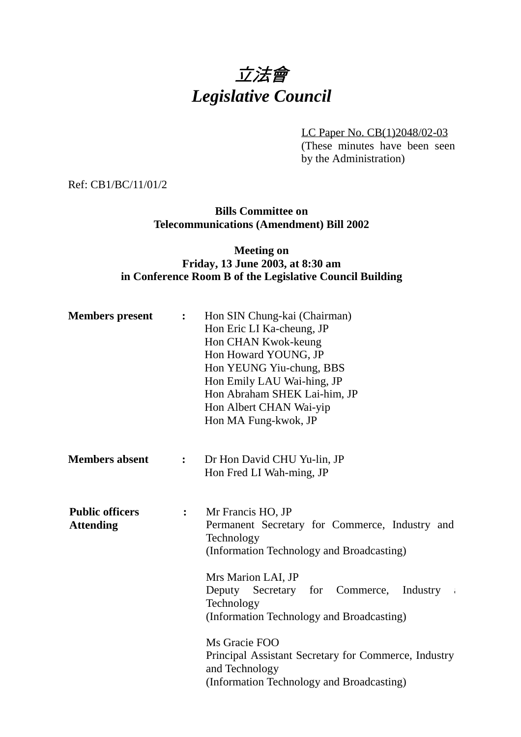# *立法會*
# *Legislative Council*

LC Paper No. CB(1)2048/02-03
(These minutes have been seen by the Administration)

Ref: CB1/BC/11/01/2

**Bills Committee on**
**Telecommunications (Amendment) Bill 2002**

**Meeting on**
**Friday, 13 June 2003, at 8:30 am**
**in Conference Room B of the Legislative Council Building**

**Members present** : Hon SIN Chung-kai (Chairman)
Hon Eric LI Ka-cheung, JP
Hon CHAN Kwok-keung
Hon Howard YOUNG, JP
Hon YEUNG Yiu-chung, BBS
Hon Emily LAU Wai-hing, JP
Hon Abraham SHEK Lai-him, JP
Hon Albert CHAN Wai-yip
Hon MA Fung-kwok, JP

**Members absent** : Dr Hon David CHU Yu-lin, JP
Hon Fred LI Wah-ming, JP

**Public officers Attending** : Mr Francis HO, JP
Permanent Secretary for Commerce, Industry and Technology
(Information Technology and Broadcasting)

Mrs Marion LAI, JP
Deputy Secretary for Commerce, Industry and Technology
(Information Technology and Broadcasting)

Ms Gracie FOO
Principal Assistant Secretary for Commerce, Industry and Technology
(Information Technology and Broadcasting)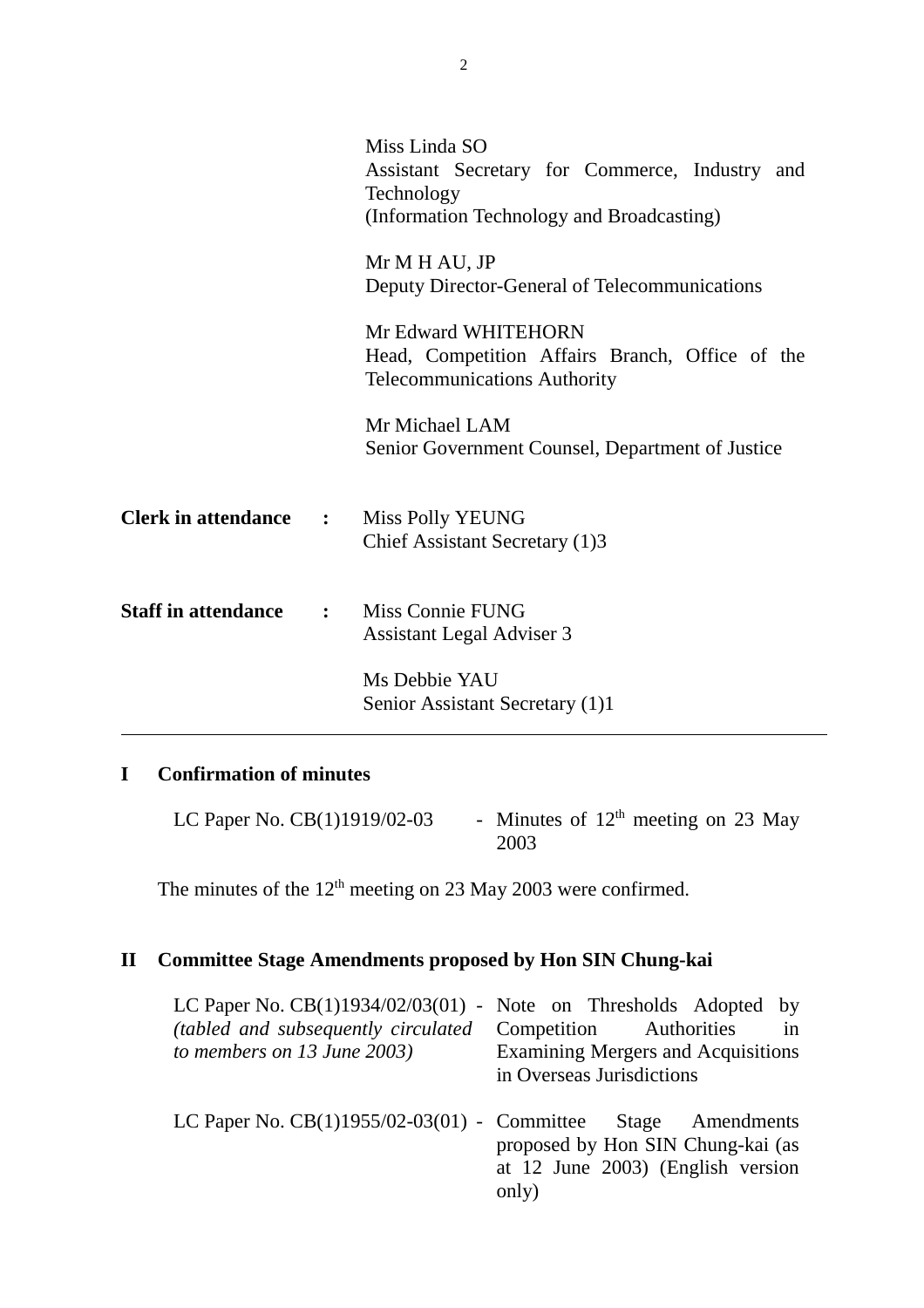Miss Linda SO
Assistant Secretary for Commerce, Industry and Technology
(Information Technology and Broadcasting)

Mr M H AU, JP
Deputy Director-General of Telecommunications

Mr Edward WHITEHORN
Head, Competition Affairs Branch, Office of the Telecommunications Authority

Mr Michael LAM
Senior Government Counsel, Department of Justice

**Clerk in attendance :** Miss Polly YEUNG
Chief Assistant Secretary (1)3

**Staff in attendance :** Miss Connie FUNG
Assistant Legal Adviser 3

Ms Debbie YAU
Senior Assistant Secretary (1)1

---

## I Confirmation of minutes

LC Paper No. CB(1)1919/02-03 - Minutes of 12th meeting on 23 May 2003

The minutes of the 12th meeting on 23 May 2003 were confirmed.

## II Committee Stage Amendments proposed by Hon SIN Chung-kai

LC Paper No. CB(1)1934/02/03(01) *(tabled and subsequently circulated to members on 13 June 2003)* - Note on Thresholds Adopted by Competition Authorities in Examining Mergers and Acquisitions in Overseas Jurisdictions

LC Paper No. CB(1)1955/02-03(01) - Committee Stage Amendments proposed by Hon SIN Chung-kai (as at 12 June 2003) (English version only)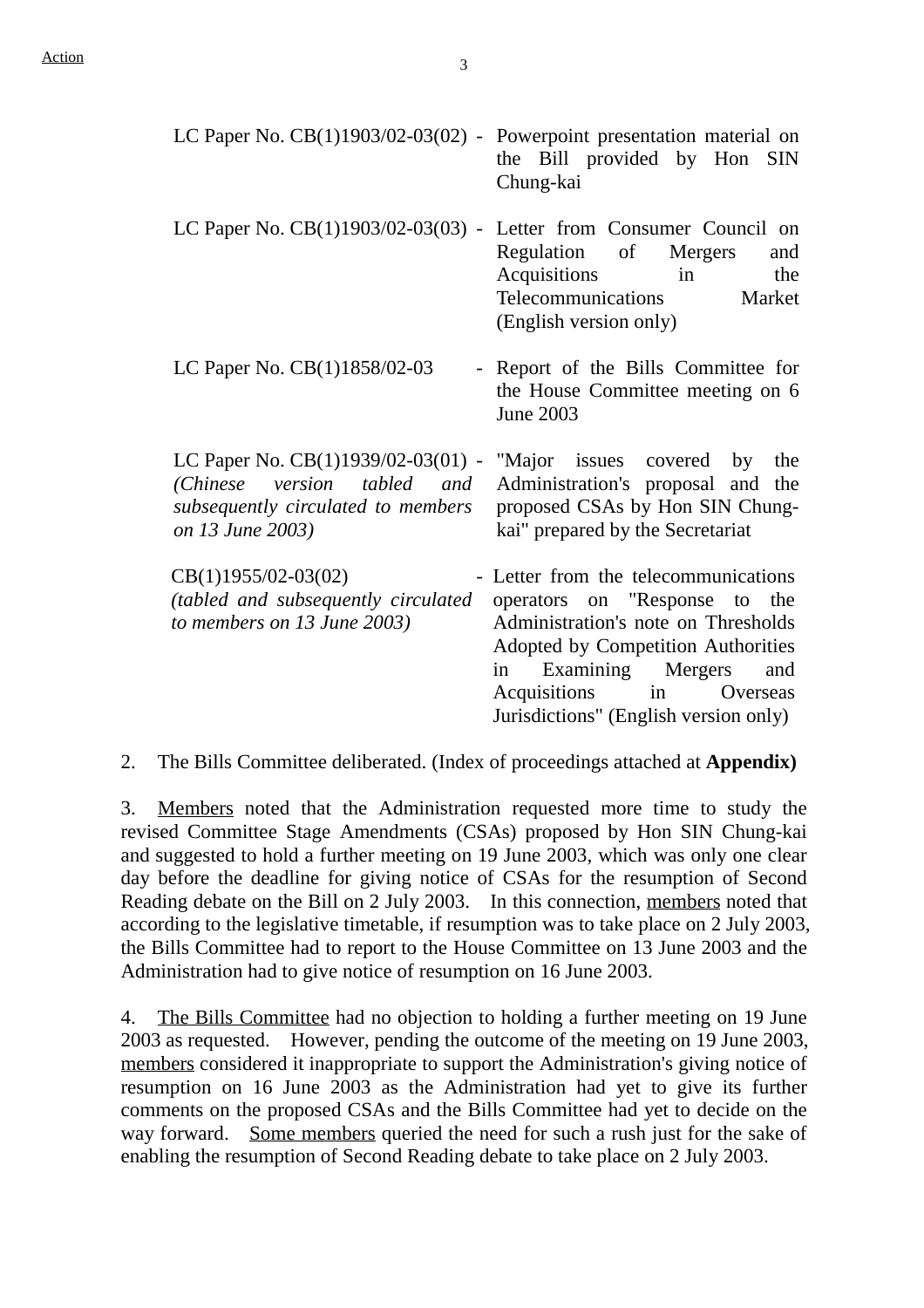| | | |
|---|---|---|
| LC Paper No. CB(1)1903/02-03(02) | - | Powerpoint presentation material on the Bill provided by Hon SIN Chung-kai |
| LC Paper No. CB(1)1903/02-03(03) | - | Letter from Consumer Council on Regulation of Mergers and Acquisitions in the Telecommunications Market (English version only) |
| LC Paper No. CB(1)1858/02-03 | - | Report of the Bills Committee for the House Committee meeting on 6 June 2003 |
| LC Paper No. CB(1)1939/02-03(01) *(Chinese version tabled and subsequently circulated to members on 13 June 2003)* | - | "Major issues covered by the Administration's proposal and the proposed CSAs by Hon SIN Chung-kai" prepared by the Secretariat |
| CB(1)1955/02-03(02) *(tabled and subsequently circulated to members on 13 June 2003)* | - | Letter from the telecommunications operators on "Response to the Administration's note on Thresholds Adopted by Competition Authorities in Examining Mergers and Acquisitions in Overseas Jurisdictions" (English version only) |

2. The Bills Committee deliberated. (Index of proceedings attached at **Appendix)**

3. Members noted that the Administration requested more time to study the revised Committee Stage Amendments (CSAs) proposed by Hon SIN Chung-kai and suggested to hold a further meeting on 19 June 2003, which was only one clear day before the deadline for giving notice of CSAs for the resumption of Second Reading debate on the Bill on 2 July 2003. In this connection, members noted that according to the legislative timetable, if resumption was to take place on 2 July 2003, the Bills Committee had to report to the House Committee on 13 June 2003 and the Administration had to give notice of resumption on 16 June 2003.

4. The Bills Committee had no objection to holding a further meeting on 19 June 2003 as requested. However, pending the outcome of the meeting on 19 June 2003, members considered it inappropriate to support the Administration's giving notice of resumption on 16 June 2003 as the Administration had yet to give its further comments on the proposed CSAs and the Bills Committee had yet to decide on the way forward. Some members queried the need for such a rush just for the sake of enabling the resumption of Second Reading debate to take place on 2 July 2003.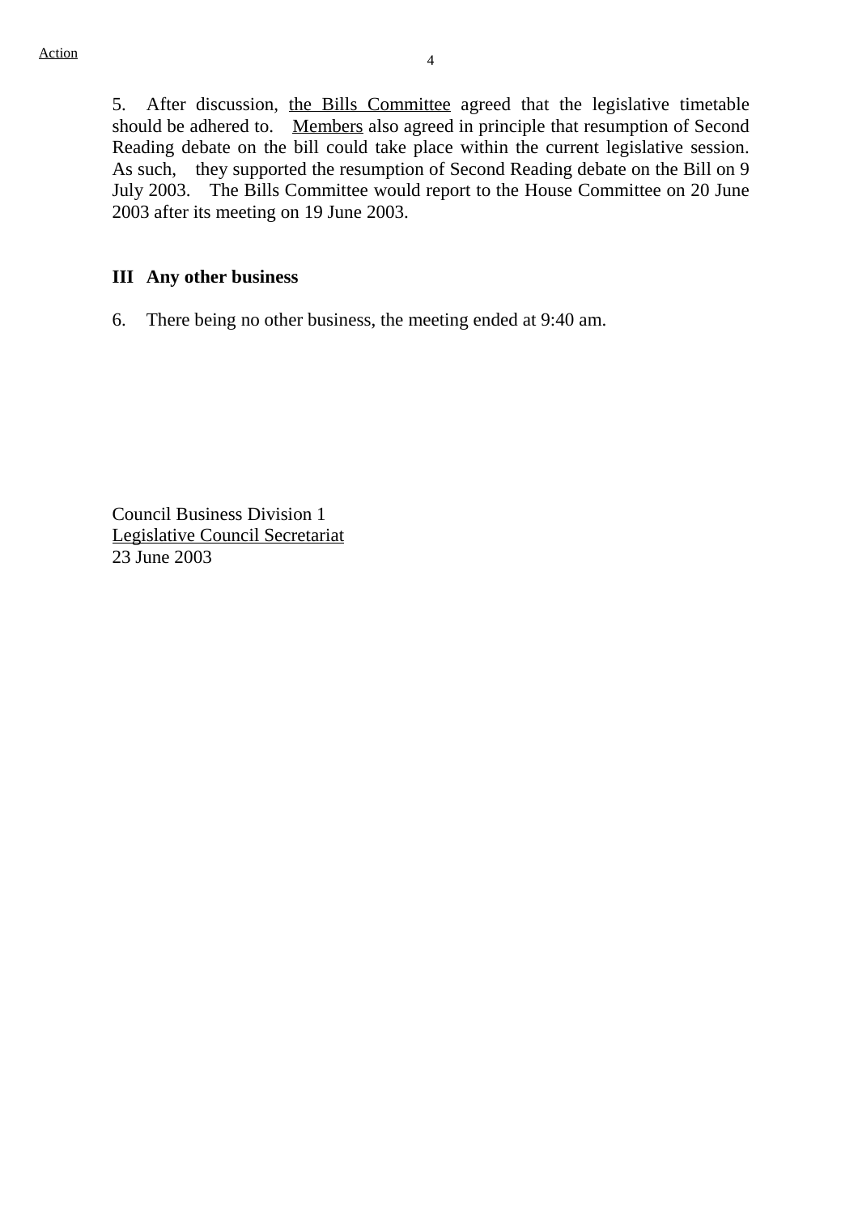Action

5. After discussion, the Bills Committee agreed that the legislative timetable should be adhered to. Members also agreed in principle that resumption of Second Reading debate on the bill could take place within the current legislative session. As such, they supported the resumption of Second Reading debate on the Bill on 9 July 2003. The Bills Committee would report to the House Committee on 20 June 2003 after its meeting on 19 June 2003.

**III Any other business**

6. There being no other business, the meeting ended at 9:40 am.

Council Business Division 1
Legislative Council Secretariat
23 June 2003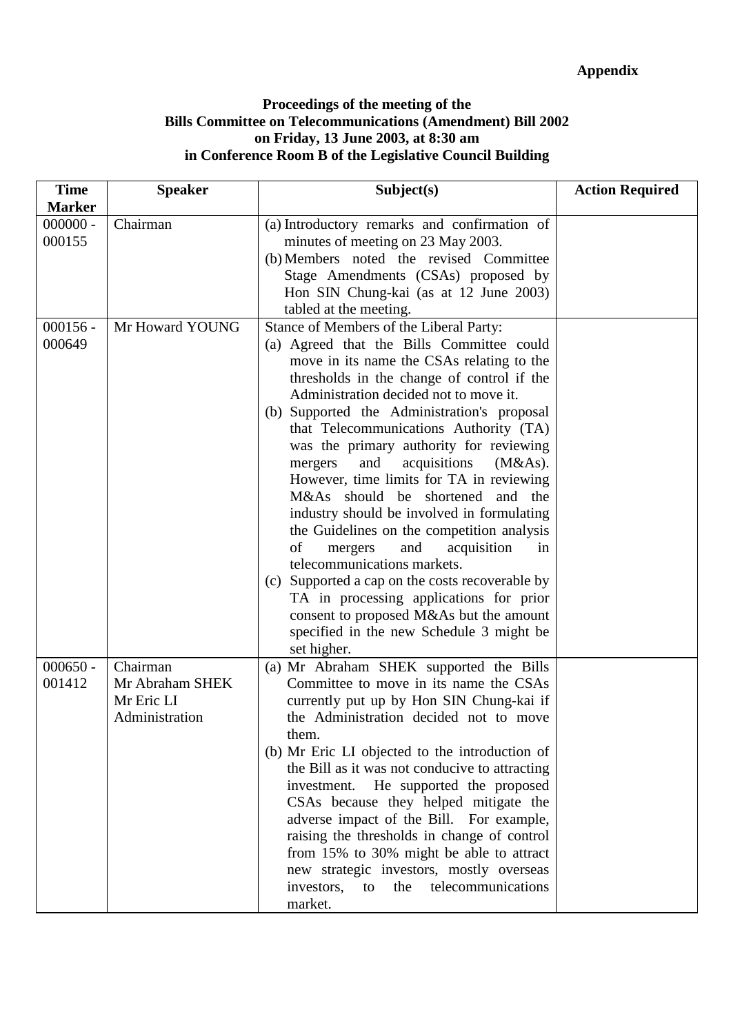**Appendix**

**Proceedings of the meeting of the**
**Bills Committee on Telecommunications (Amendment) Bill 2002**
**on Friday, 13 June 2003, at 8:30 am**
**in Conference Room B of the Legislative Council Building**

| Time Marker | Speaker | Subject(s) | Action Required |
|---|---|---|---|
| 000000 - 000155 | Chairman | (a) Introductory remarks and confirmation of minutes of meeting on 23 May 2003.<br>(b) Members noted the revised Committee Stage Amendments (CSAs) proposed by Hon SIN Chung-kai (as at 12 June 2003) tabled at the meeting. | |
| 000156 - 000649 | Mr Howard YOUNG | Stance of Members of the Liberal Party:<br>(a) Agreed that the Bills Committee could move in its name the CSAs relating to the thresholds in the change of control if the Administration decided not to move it.<br>(b) Supported the Administration's proposal that Telecommunications Authority (TA) was the primary authority for reviewing mergers and acquisitions (M&As). However, time limits for TA in reviewing M&As should be shortened and the industry should be involved in formulating the Guidelines on the competition analysis of mergers and acquisition in telecommunications markets.<br>(c) Supported a cap on the costs recoverable by TA in processing applications for prior consent to proposed M&As but the amount specified in the new Schedule 3 might be set higher. | |
| 000650 - 001412 | Chairman<br>Mr Abraham SHEK<br>Mr Eric LI<br>Administration | (a) Mr Abraham SHEK supported the Bills Committee to move in its name the CSAs currently put up by Hon SIN Chung-kai if the Administration decided not to move them.<br>(b) Mr Eric LI objected to the introduction of the Bill as it was not conducive to attracting investment. He supported the proposed CSAs because they helped mitigate the adverse impact of the Bill. For example, raising the thresholds in change of control from 15% to 30% might be able to attract new strategic investors, mostly overseas investors, to the telecommunications market. | |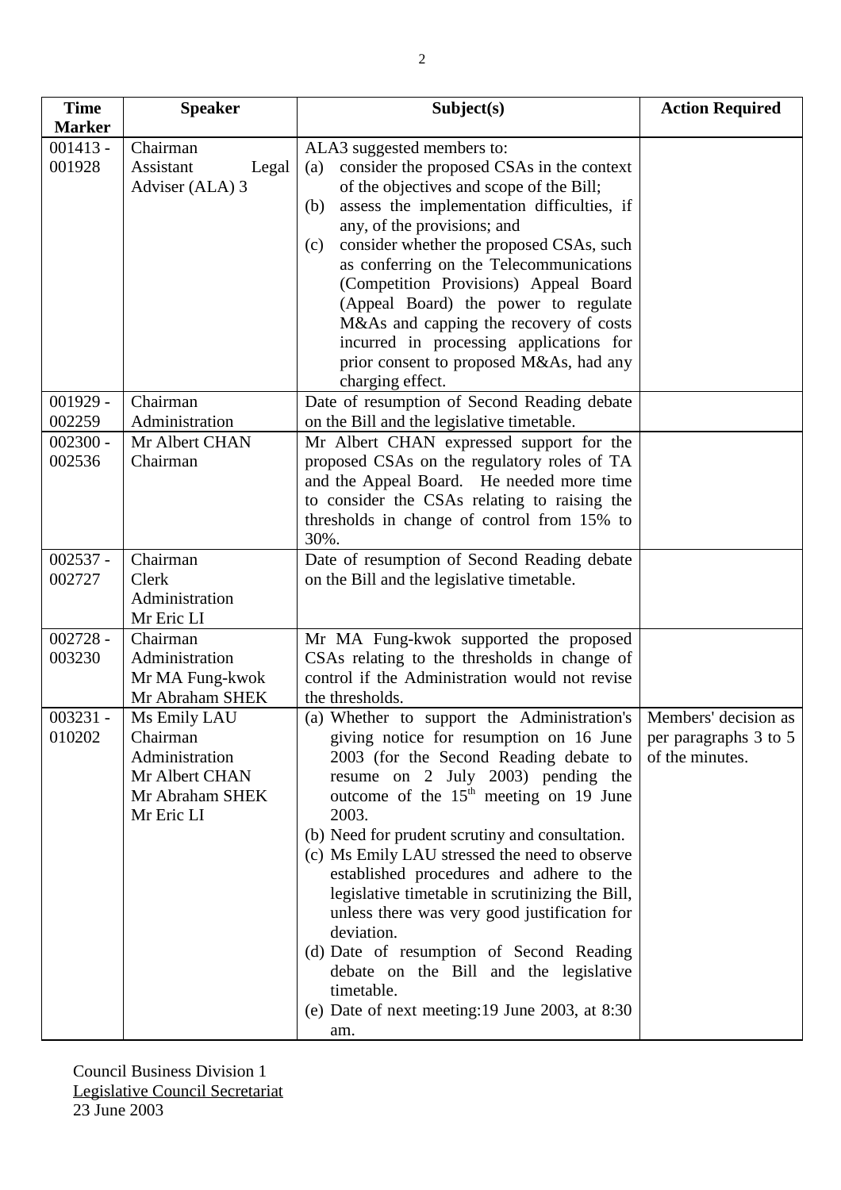| Time Marker | Speaker | Subject(s) | Action Required |
|---|---|---|---|
| 001413 - 001928 | Chairman<br>Assistant Legal Adviser (ALA) 3 | ALA3 suggested members to:<br>(a) consider the proposed CSAs in the context of the objectives and scope of the Bill;<br>(b) assess the implementation difficulties, if any, of the provisions; and<br>(c) consider whether the proposed CSAs, such as conferring on the Telecommunications (Competition Provisions) Appeal Board (Appeal Board) the power to regulate M&As and capping the recovery of costs incurred in processing applications for prior consent to proposed M&As, had any charging effect. | |
| 001929 - 002259 | Chairman<br>Administration | Date of resumption of Second Reading debate on the Bill and the legislative timetable. | |
| 002300 - 002536 | Mr Albert CHAN<br>Chairman | Mr Albert CHAN expressed support for the proposed CSAs on the regulatory roles of TA and the Appeal Board. He needed more time to consider the CSAs relating to raising the thresholds in change of control from 15% to 30%. | |
| 002537 - 002727 | Chairman<br>Clerk<br>Administration<br>Mr Eric LI | Date of resumption of Second Reading debate on the Bill and the legislative timetable. | |
| 002728 - 003230 | Chairman<br>Administration<br>Mr MA Fung-kwok<br>Mr Abraham SHEK | Mr MA Fung-kwok supported the proposed CSAs relating to the thresholds in change of control if the Administration would not revise the thresholds. | |
| 003231 - 010202 | Ms Emily LAU<br>Chairman<br>Administration<br>Mr Albert CHAN<br>Mr Abraham SHEK<br>Mr Eric LI | (a) Whether to support the Administration's giving notice for resumption on 16 June 2003 (for the Second Reading debate to resume on 2 July 2003) pending the outcome of the 15th meeting on 19 June 2003.<br>(b) Need for prudent scrutiny and consultation.<br>(c) Ms Emily LAU stressed the need to observe established procedures and adhere to the legislative timetable in scrutinizing the Bill, unless there was very good justification for deviation.<br>(d) Date of resumption of Second Reading debate on the Bill and the legislative timetable.<br>(e) Date of next meeting:19 June 2003, at 8:30 am. | Members' decision as per paragraphs 3 to 5 of the minutes. |

Council Business Division 1
Legislative Council Secretariat
23 June 2003